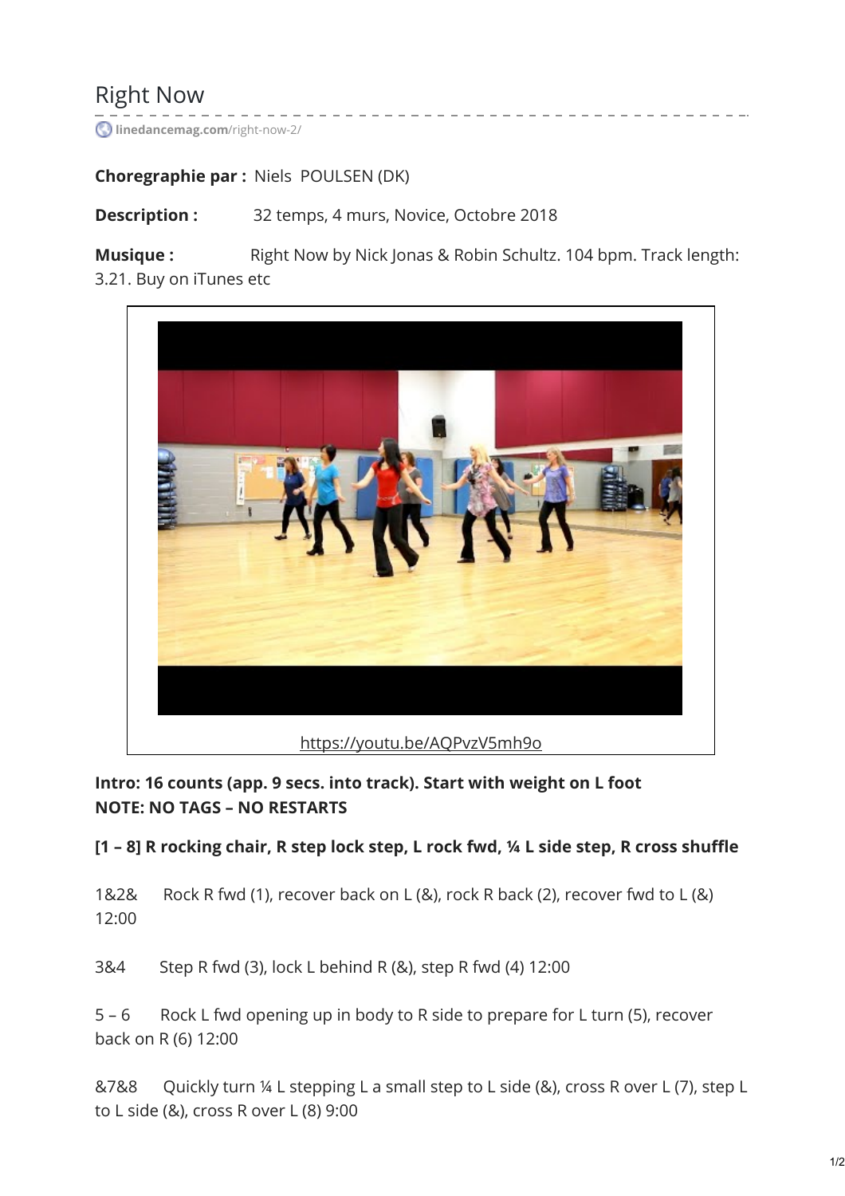# Right Now

linedancemag.com/right-now-2/

**Choregraphie par :** Niels POULSEN (DK)

**Description :** 32 temps, 4 murs, Novice, Octobre 2018

**Musique :** Right Now by Nick Jonas & Robin Schultz. 104 bpm. Track length: 3.21. Buy on iTunes etc

https://youtu.be/AQPvzV5mh9o

**Intro: 16 counts (app. 9 secs. into track). Start with weight on L foot**
**NOTE: NO TAGS – NO RESTARTS**

**[1 – 8] R rocking chair, R step lock step, L rock fwd, ¼ L side step, R cross shuffle**

1&2& Rock R fwd (1), recover back on L (&), rock R back (2), recover fwd to L (&) 12:00

3&4 Step R fwd (3), lock L behind R (&), step R fwd (4) 12:00

5 – 6 Rock L fwd opening up in body to R side to prepare for L turn (5), recover back on R (6) 12:00

&7&8 Quickly turn ¼ L stepping L a small step to L side (&), cross R over L (7), step L to L side (&), cross R over L (8) 9:00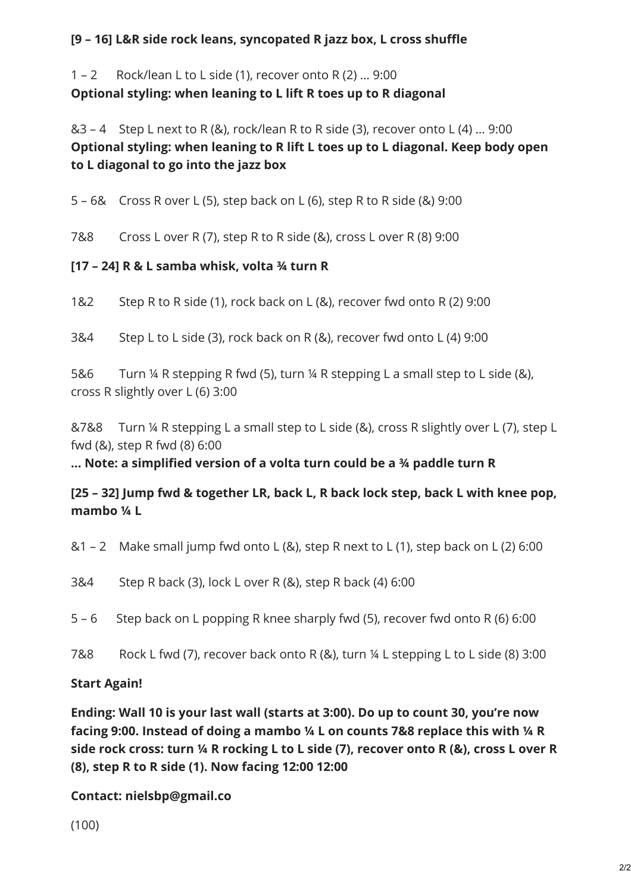**[9 – 16] L&R side rock leans, syncopated R jazz box, L cross shuffle**

1 – 2 Rock/lean L to L side (1), recover onto R (2) … 9:00
**Optional styling: when leaning to L lift R toes up to R diagonal**

&3 – 4 Step L next to R (&), rock/lean R to R side (3), recover onto L (4) … 9:00
**Optional styling: when leaning to R lift L toes up to L diagonal. Keep body open to L diagonal to go into the jazz box**

5 – 6& Cross R over L (5), step back on L (6), step R to R side (&) 9:00

7&8 Cross L over R (7), step R to R side (&), cross L over R (8) 9:00

**[17 – 24] R & L samba whisk, volta ¾ turn R**

1&2 Step R to R side (1), rock back on L (&), recover fwd onto R (2) 9:00

3&4 Step L to L side (3), rock back on R (&), recover fwd onto L (4) 9:00

5&6 Turn ¼ R stepping R fwd (5), turn ¼ R stepping L a small step to L side (&), cross R slightly over L (6) 3:00

&7&8 Turn ¼ R stepping L a small step to L side (&), cross R slightly over L (7), step L fwd (&), step R fwd (8) 6:00
**… Note: a simplified version of a volta turn could be a ¾ paddle turn R**

**[25 – 32] Jump fwd & together LR, back L, R back lock step, back L with knee pop, mambo ¼ L**

&1 – 2 Make small jump fwd onto L (&), step R next to L (1), step back on L (2) 6:00

3&4 Step R back (3), lock L over R (&), step R back (4) 6:00

5 – 6 Step back on L popping R knee sharply fwd (5), recover fwd onto R (6) 6:00

7&8 Rock L fwd (7), recover back onto R (&), turn ¼ L stepping L to L side (8) 3:00

**Start Again!**

**Ending: Wall 10 is your last wall (starts at 3:00). Do up to count 30, you're now facing 9:00. Instead of doing a mambo ¼ L on counts 7&8 replace this with ¼ R side rock cross: turn ¼ R rocking L to L side (7), recover onto R (&), cross L over R (8), step R to R side (1). Now facing 12:00 12:00**

**Contact: nielsbp@gmail.co**

(100)